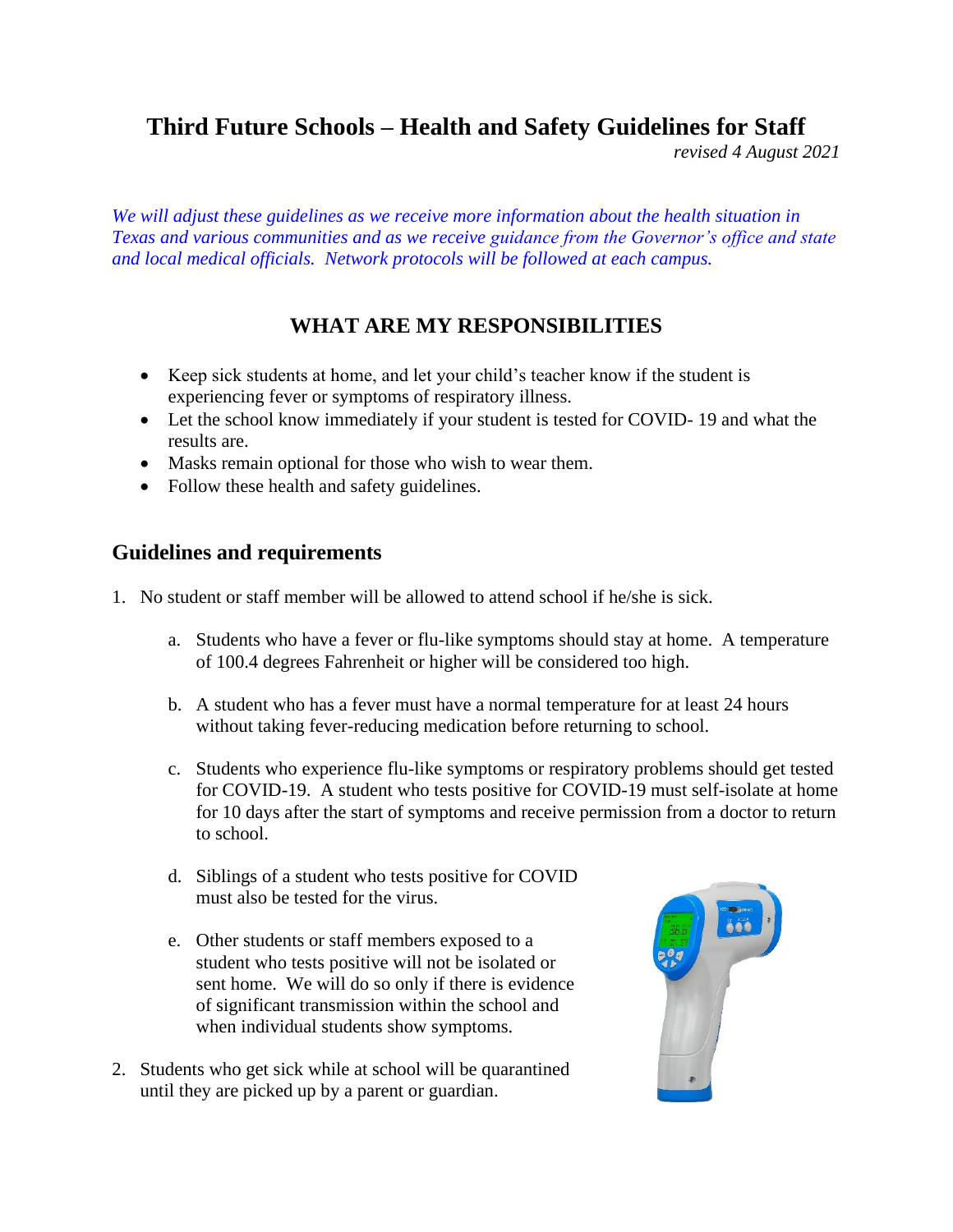# Third Future Schools – Health and Safety Guidelines for Staff

*revised 4 August 2021*

*We will adjust these guidelines as we receive more information about the health situation in Texas and various communities and as we receive guidance from the Governor's office and state and local medical officials. Network protocols will be followed at each campus.*

## WHAT ARE MY RESPONSIBILITIES

- Keep sick students at home, and let your child's teacher know if the student is experiencing fever or symptoms of respiratory illness.
- Let the school know immediately if your student is tested for COVID- 19 and what the results are.
- Masks remain optional for those who wish to wear them.
- Follow these health and safety guidelines.

## Guidelines and requirements

1. No student or staff member will be allowed to attend school if he/she is sick.

    a. Students who have a fever or flu-like symptoms should stay at home. A temperature of 100.4 degrees Fahrenheit or higher will be considered too high.

    b. A student who has a fever must have a normal temperature for at least 24 hours without taking fever-reducing medication before returning to school.

    c. Students who experience flu-like symptoms or respiratory problems should get tested for COVID-19. A student who tests positive for COVID-19 must self-isolate at home for 10 days after the start of symptoms and receive permission from a doctor to return to school.

    d. Siblings of a student who tests positive for COVID must also be tested for the virus.

    e. Other students or staff members exposed to a student who tests positive will not be isolated or sent home. We will do so only if there is evidence of significant transmission within the school and when individual students show symptoms.

2. Students who get sick while at school will be quarantined until they are picked up by a parent or guardian.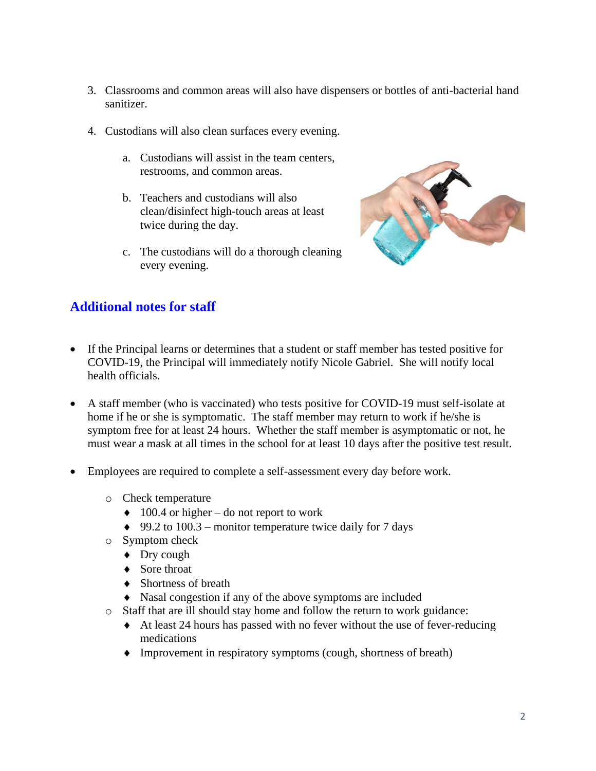3. Classrooms and common areas will also have dispensers or bottles of anti-bacterial hand sanitizer.

4. Custodians will also clean surfaces every evening.

    a. Custodians will assist in the team centers, restrooms, and common areas.

    b. Teachers and custodians will also clean/disinfect high-touch areas at least twice during the day.

    c. The custodians will do a thorough cleaning every evening.

## Additional notes for staff

- If the Principal learns or determines that a student or staff member has tested positive for COVID-19, the Principal will immediately notify Nicole Gabriel. She will notify local health officials.

- A staff member (who is vaccinated) who tests positive for COVID-19 must self-isolate at home if he or she is symptomatic. The staff member may return to work if he/she is symptom free for at least 24 hours. Whether the staff member is asymptomatic or not, he must wear a mask at all times in the school for at least 10 days after the positive test result.

- Employees are required to complete a self-assessment every day before work.
    - Check temperature
        - 100.4 or higher – do not report to work
        - 99.2 to 100.3 – monitor temperature twice daily for 7 days
    - Symptom check
        - Dry cough
        - Sore throat
        - Shortness of breath
        - Nasal congestion if any of the above symptoms are included
    - Staff that are ill should stay home and follow the return to work guidance:
        - At least 24 hours has passed with no fever without the use of fever-reducing medications
        - Improvement in respiratory symptoms (cough, shortness of breath)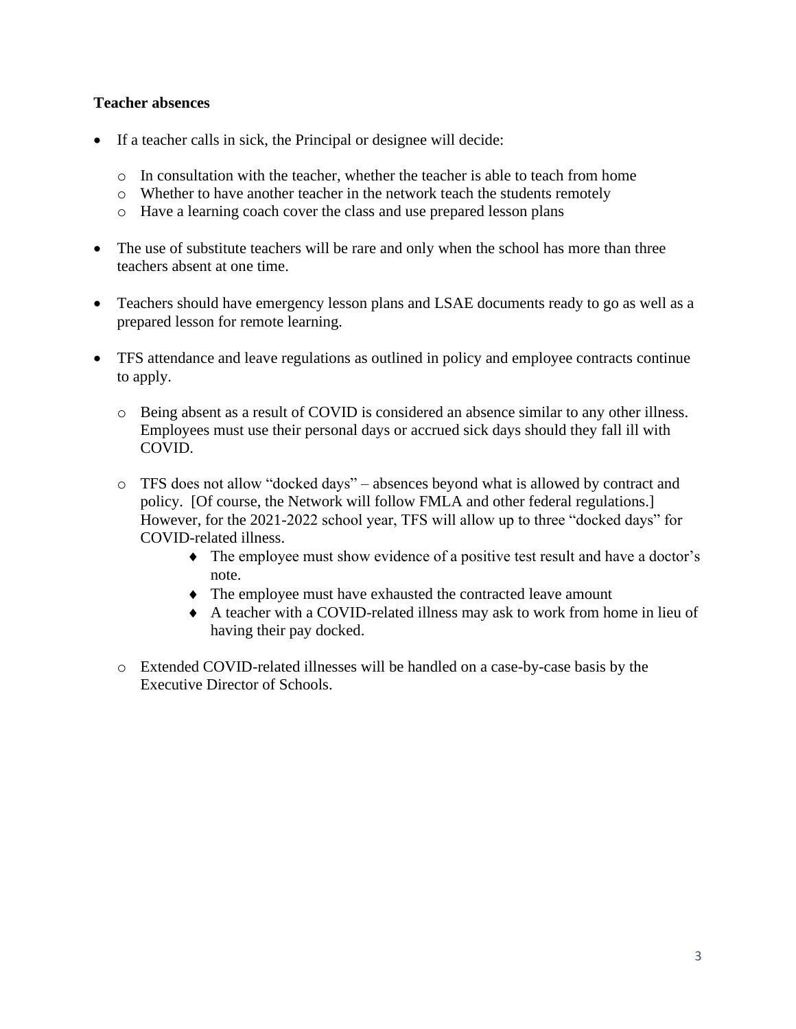**Teacher absences**

- If a teacher calls in sick, the Principal or designee will decide:
  - In consultation with the teacher, whether the teacher is able to teach from home
  - Whether to have another teacher in the network teach the students remotely
  - Have a learning coach cover the class and use prepared lesson plans

- The use of substitute teachers will be rare and only when the school has more than three teachers absent at one time.

- Teachers should have emergency lesson plans and LSAE documents ready to go as well as a prepared lesson for remote learning.

- TFS attendance and leave regulations as outlined in policy and employee contracts continue to apply.
  - Being absent as a result of COVID is considered an absence similar to any other illness. Employees must use their personal days or accrued sick days should they fall ill with COVID.
  - TFS does not allow "docked days" – absences beyond what is allowed by contract and policy. [Of course, the Network will follow FMLA and other federal regulations.] However, for the 2021-2022 school year, TFS will allow up to three "docked days" for COVID-related illness.
    - The employee must show evidence of a positive test result and have a doctor's note.
    - The employee must have exhausted the contracted leave amount
    - A teacher with a COVID-related illness may ask to work from home in lieu of having their pay docked.
  - Extended COVID-related illnesses will be handled on a case-by-case basis by the Executive Director of Schools.